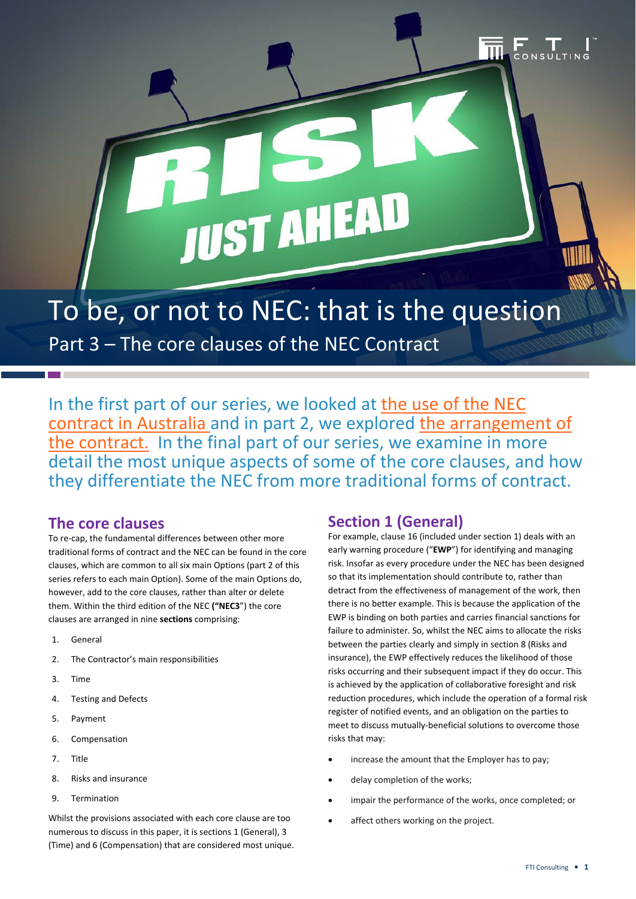# To be, or not to NEC: that is the question

## Part 3 – The core clauses of the NEC Contract

In the first part of our series, we looked at the use of the NEC contract in Australia and in part 2, we explored the arrangement of the contract. In the final part of our series, we examine in more detail the most unique aspects of some of the core clauses, and how they differentiate the NEC from more traditional forms of contract.

## The core clauses

To re-cap, the fundamental differences between other more traditional forms of contract and the NEC can be found in the core clauses, which are common to all six main Options (part 2 of this series refers to each main Option). Some of the main Options do, however, add to the core clauses, rather than alter or delete them. Within the third edition of the NEC **("NEC3**") the core clauses are arranged in nine **sections** comprising:

1. General
2. The Contractor's main responsibilities
3. Time
4. Testing and Defects
5. Payment
6. Compensation
7. Title
8. Risks and insurance
9. Termination

Whilst the provisions associated with each core clause are too numerous to discuss in this paper, it is sections 1 (General), 3 (Time) and 6 (Compensation) that are considered most unique.

## Section 1 (General)

For example, clause 16 (included under section 1) deals with an early warning procedure ("**EWP**") for identifying and managing risk. Insofar as every procedure under the NEC has been designed so that its implementation should contribute to, rather than detract from the effectiveness of management of the work, then there is no better example. This is because the application of the EWP is binding on both parties and carries financial sanctions for failure to administer. So, whilst the NEC aims to allocate the risks between the parties clearly and simply in section 8 (Risks and insurance), the EWP effectively reduces the likelihood of those risks occurring and their subsequent impact if they do occur. This is achieved by the application of collaborative foresight and risk reduction procedures, which include the operation of a formal risk register of notified events, and an obligation on the parties to meet to discuss mutually-beneficial solutions to overcome those risks that may:

- increase the amount that the Employer has to pay;
- delay completion of the works;
- impair the performance of the works, once completed; or
- affect others working on the project.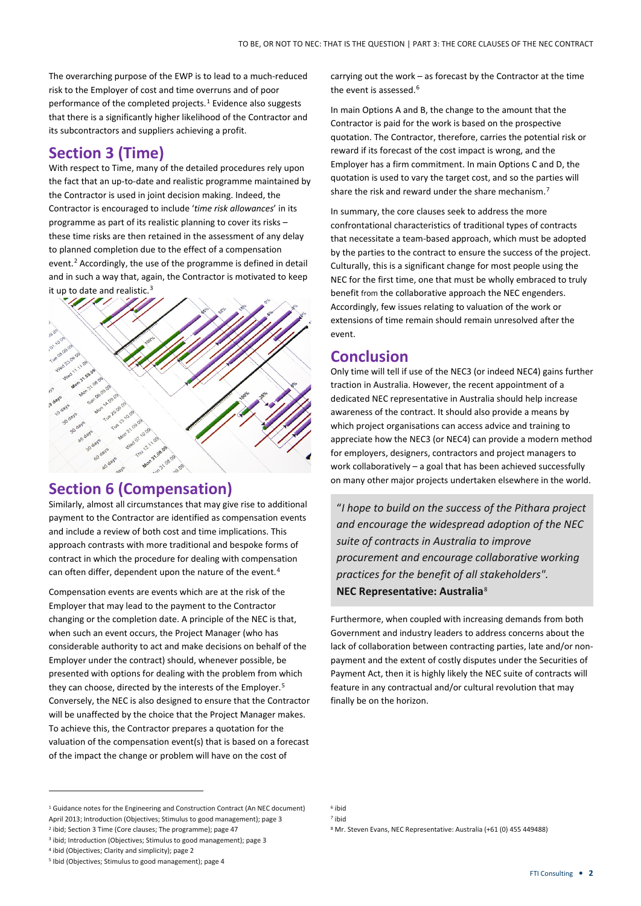The overarching purpose of the EWP is to lead to a much-reduced risk to the Employer of cost and time overruns and of poor performance of the completed projects.[1] Evidence also suggests that there is a significantly higher likelihood of the Contractor and its subcontractors and suppliers achieving a profit.

## Section 3 (Time)

With respect to Time, many of the detailed procedures rely upon the fact that an up-to-date and realistic programme maintained by the Contractor is used in joint decision making. Indeed, the Contractor is encouraged to include '*time risk allowances*' in its programme as part of its realistic planning to cover its risks – these time risks are then retained in the assessment of any delay to planned completion due to the effect of a compensation event.[2] Accordingly, the use of the programme is defined in detail and in such a way that, again, the Contractor is motivated to keep it up to date and realistic.[3]

## Section 6 (Compensation)

Similarly, almost all circumstances that may give rise to additional payment to the Contractor are identified as compensation events and include a review of both cost and time implications. This approach contrasts with more traditional and bespoke forms of contract in which the procedure for dealing with compensation can often differ, dependent upon the nature of the event.[4]

Compensation events are events which are at the risk of the Employer that may lead to the payment to the Contractor changing or the completion date. A principle of the NEC is that, when such an event occurs, the Project Manager (who has considerable authority to act and make decisions on behalf of the Employer under the contract) should, whenever possible, be presented with options for dealing with the problem from which they can choose, directed by the interests of the Employer.[5] Conversely, the NEC is also designed to ensure that the Contractor will be unaffected by the choice that the Project Manager makes. To achieve this, the Contractor prepares a quotation for the valuation of the compensation event(s) that is based on a forecast of the impact the change or problem will have on the cost of carrying out the work – as forecast by the Contractor at the time the event is assessed.[6]

In main Options A and B, the change to the amount that the Contractor is paid for the work is based on the prospective quotation. The Contractor, therefore, carries the potential risk or reward if its forecast of the cost impact is wrong, and the Employer has a firm commitment. In main Options C and D, the quotation is used to vary the target cost, and so the parties will share the risk and reward under the share mechanism.[7]

In summary, the core clauses seek to address the more confrontational characteristics of traditional types of contracts that necessitate a team-based approach, which must be adopted by the parties to the contract to ensure the success of the project. Culturally, this is a significant change for most people using the NEC for the first time, one that must be wholly embraced to truly benefit from the collaborative approach the NEC engenders. Accordingly, few issues relating to valuation of the work or extensions of time remain should remain unresolved after the event.

## Conclusion

Only time will tell if use of the NEC3 (or indeed NEC4) gains further traction in Australia. However, the recent appointment of a dedicated NEC representative in Australia should help increase awareness of the contract. It should also provide a means by which project organisations can access advice and training to appreciate how the NEC3 (or NEC4) can provide a modern method for employers, designers, contractors and project managers to work collaboratively – a goal that has been achieved successfully on many other major projects undertaken elsewhere in the world.

> *"I hope to build on the success of the Pithara project and encourage the widespread adoption of the NEC suite of contracts in Australia to improve procurement and encourage collaborative working practices for the benefit of all stakeholders".*
> **NEC Representative: Australia**[8]

Furthermore, when coupled with increasing demands from both Government and industry leaders to address concerns about the lack of collaboration between contracting parties, late and/or non-payment and the extent of costly disputes under the Securities of Payment Act, then it is highly likely the NEC suite of contracts will feature in any contractual and/or cultural revolution that may finally be on the horizon.

---

[1] Guidance notes for the Engineering and Construction Contract (An NEC document) April 2013; Introduction (Objectives; Stimulus to good management); page 3

[2] ibid; Section 3 Time (Core clauses; The programme); page 47

[3] ibid; Introduction (Objectives; Stimulus to good management); page 3

[4] ibid (Objectives; Clarity and simplicity); page 2

[5] Ibid (Objectives; Stimulus to good management); page 4

[6] ibid

[7] ibid

[8] Mr. Steven Evans, NEC Representative: Australia (+61 (0) 455 449488)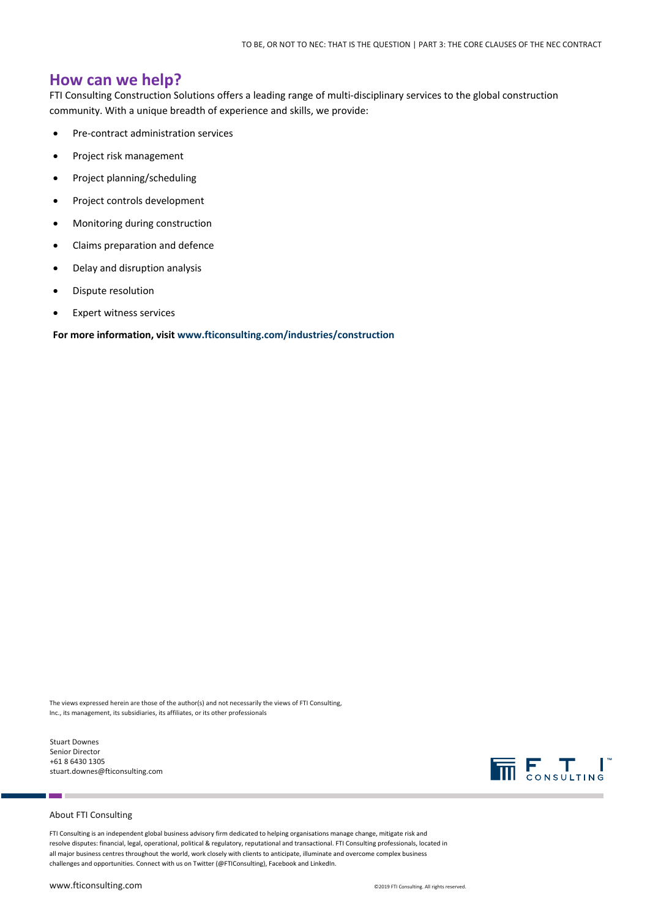## How can we help?

FTI Consulting Construction Solutions offers a leading range of multi-disciplinary services to the global construction community. With a unique breadth of experience and skills, we provide:

- Pre-contract administration services
- Project risk management
- Project planning/scheduling
- Project controls development
- Monitoring during construction
- Claims preparation and defence
- Delay and disruption analysis
- Dispute resolution
- Expert witness services

**For more information, visit www.fticonsulting.com/industries/construction**

The views expressed herein are those of the author(s) and not necessarily the views of FTI Consulting, Inc., its management, its subsidiaries, its affiliates, or its other professionals

Stuart Downes
Senior Director
+61 8 6430 1305
stuart.downes@fticonsulting.com

About FTI Consulting

FTI Consulting is an independent global business advisory firm dedicated to helping organisations manage change, mitigate risk and resolve disputes: financial, legal, operational, political & regulatory, reputational and transactional. FTI Consulting professionals, located in all major business centres throughout the world, work closely with clients to anticipate, illuminate and overcome complex business challenges and opportunities. Connect with us on Twitter (@FTIConsulting), Facebook and LinkedIn.

www.fticonsulting.com

©2019 FTI Consulting. All rights reserved.